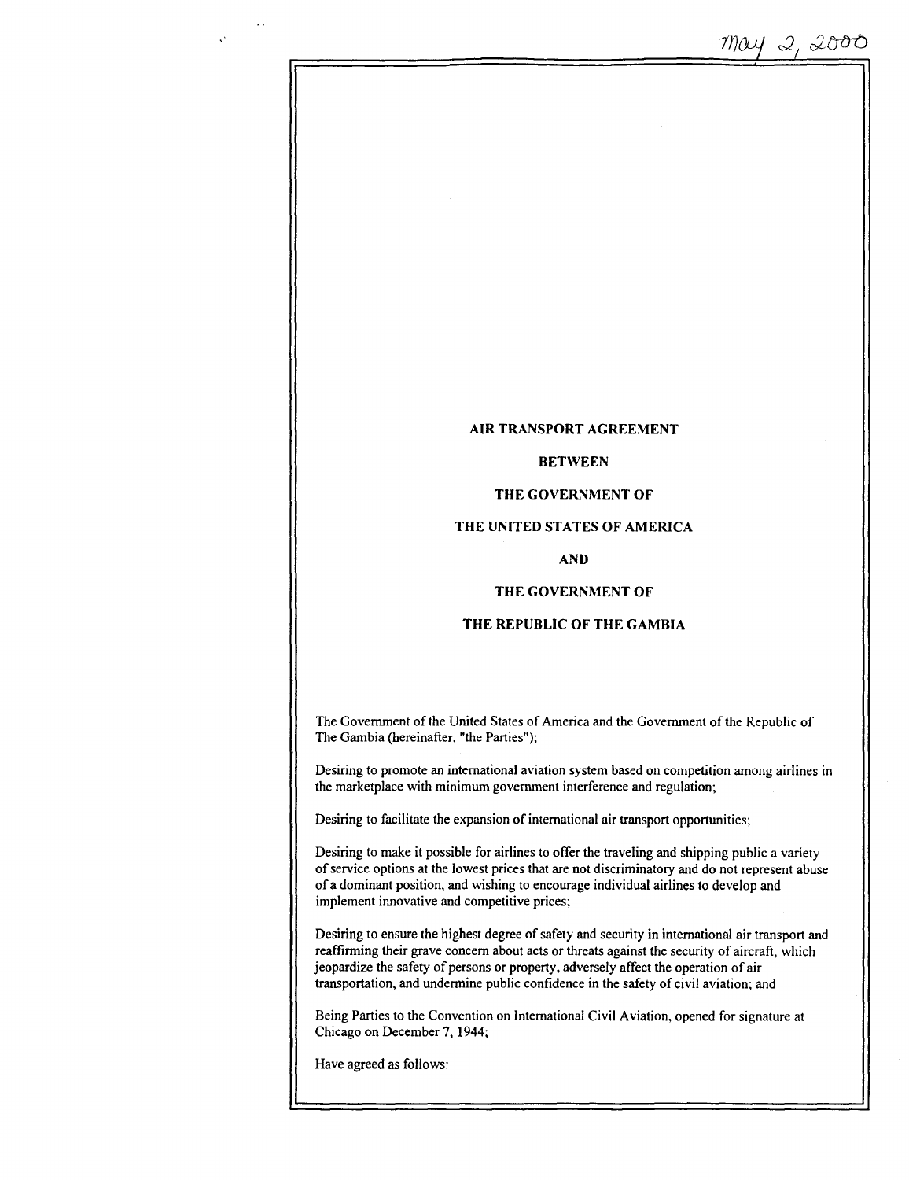May 2, 2000

# AIR TRANSPORT AGREEMENT

# BETWEEN

# THE GOVERNMENT OF

# THE UNITED STATES OF AMERICA

# AND

# THE GOVERNMENT OF

# THE REPUBLIC OF THE GAMBIA

The Government of the United States of America and the Government of the Republic of The Gambia (hereinafter, "the Parties");

Desiring to promote an international aviation system based on competition among airlines in the marketplace with minimum government interference and regulation;

Desiring to facilitate the expansion of international air transport opportunities;

Desiring to make it possible for airlines to offer the traveling and shipping public a variety of service options at the lowest prices that are not discriminatory and do not represent abuse of a dominant position, and wishing to encourage individual airlines to develop and implement innovative and competitive prices;

Desiring to ensure the highest degree of safety and security in international air transport and reaffirming their grave concern about acts or threats against the security of aircraft, which jeopardize the safety of persons or property, adversely affect the operation of air transportation, and undermine public confidence in the safety of civil aviation; and

Being Parties to the Convention on International Civil Aviation, opened for signature at Chicago on December 7, 1944;

Have agreed as follows: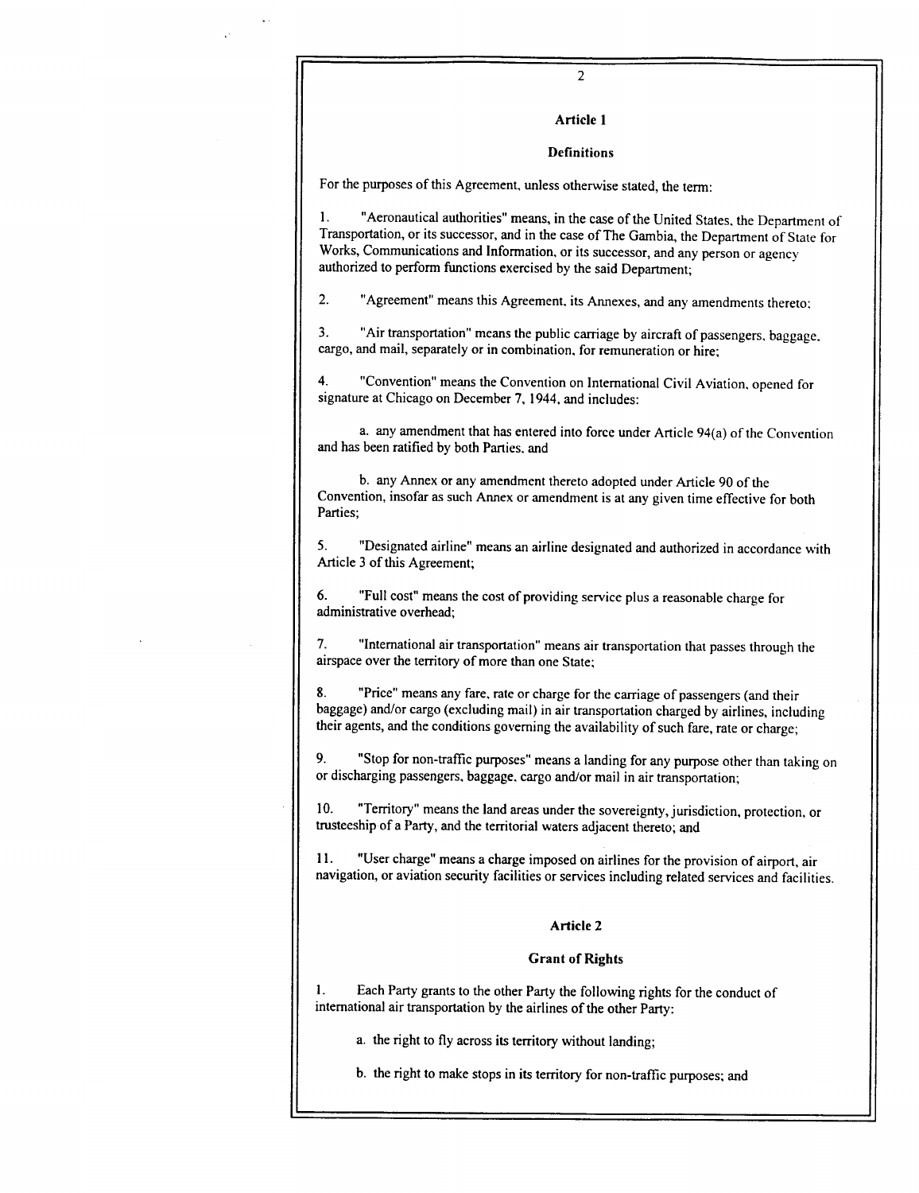## Article 1

### Definitions

For the purposes of this Agreement, unless otherwise stated, the term:

1. "Aeronautical authorities" means, in the case of the United States, the Department of Transportation, or its successor, and in the case of The Gambia, the Department of State for Works, Communications and Information, or its successor, and any person or agency authorized to perform functions exercised by the said Department;

2. "Agreement" means this Agreement, its Annexes, and any amendments thereto;

3. "Air transportation" means the public carriage by aircraft of passengers, baggage, cargo, and mail, separately or in combination, for remuneration or hire;

4. "Convention" means the Convention on International Civil Aviation, opened for signature at Chicago on December 7, 1944, and includes:

   a. any amendment that has entered into force under Article 94(a) of the Convention and has been ratified by both Parties, and

   b. any Annex or any amendment thereto adopted under Article 90 of the Convention, insofar as such Annex or amendment is at any given time effective for both Parties;

5. "Designated airline" means an airline designated and authorized in accordance with Article 3 of this Agreement;

6. "Full cost" means the cost of providing service plus a reasonable charge for administrative overhead;

7. "International air transportation" means air transportation that passes through the airspace over the territory of more than one State;

8. "Price" means any fare, rate or charge for the carriage of passengers (and their baggage) and/or cargo (excluding mail) in air transportation charged by airlines, including their agents, and the conditions governing the availability of such fare, rate or charge;

9. "Stop for non-traffic purposes" means a landing for any purpose other than taking on or discharging passengers, baggage, cargo and/or mail in air transportation;

10. "Territory" means the land areas under the sovereignty, jurisdiction, protection, or trusteeship of a Party, and the territorial waters adjacent thereto; and

11. "User charge" means a charge imposed on airlines for the provision of airport, air navigation, or aviation security facilities or services including related services and facilities.

## Article 2

### Grant of Rights

1. Each Party grants to the other Party the following rights for the conduct of international air transportation by the airlines of the other Party:

   a. the right to fly across its territory without landing;

   b. the right to make stops in its territory for non-traffic purposes; and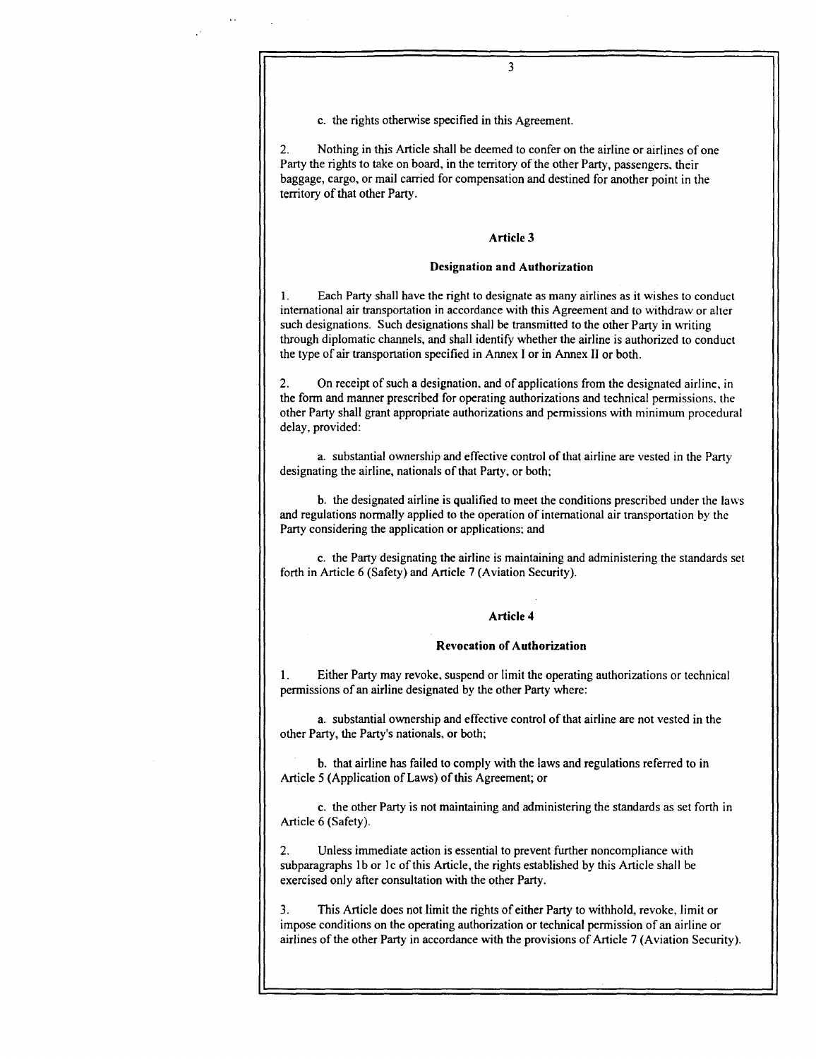c. the rights otherwise specified in this Agreement.

2. Nothing in this Article shall be deemed to confer on the airline or airlines of one Party the rights to take on board, in the territory of the other Party, passengers, their baggage, cargo, or mail carried for compensation and destined for another point in the territory of that other Party.

## Article 3

### Designation and Authorization

1. Each Party shall have the right to designate as many airlines as it wishes to conduct international air transportation in accordance with this Agreement and to withdraw or alter such designations. Such designations shall be transmitted to the other Party in writing through diplomatic channels, and shall identify whether the airline is authorized to conduct the type of air transportation specified in Annex I or in Annex II or both.

2. On receipt of such a designation, and of applications from the designated airline, in the form and manner prescribed for operating authorizations and technical permissions, the other Party shall grant appropriate authorizations and permissions with minimum procedural delay, provided:

a. substantial ownership and effective control of that airline are vested in the Party designating the airline, nationals of that Party, or both;

b. the designated airline is qualified to meet the conditions prescribed under the laws and regulations normally applied to the operation of international air transportation by the Party considering the application or applications; and

c. the Party designating the airline is maintaining and administering the standards set forth in Article 6 (Safety) and Article 7 (Aviation Security).

## Article 4

### Revocation of Authorization

1. Either Party may revoke, suspend or limit the operating authorizations or technical permissions of an airline designated by the other Party where:

a. substantial ownership and effective control of that airline are not vested in the other Party, the Party's nationals, or both;

b. that airline has failed to comply with the laws and regulations referred to in Article 5 (Application of Laws) of this Agreement; or

c. the other Party is not maintaining and administering the standards as set forth in Article 6 (Safety).

2. Unless immediate action is essential to prevent further noncompliance with subparagraphs 1b or 1c of this Article, the rights established by this Article shall be exercised only after consultation with the other Party.

3. This Article does not limit the rights of either Party to withhold, revoke, limit or impose conditions on the operating authorization or technical permission of an airline or airlines of the other Party in accordance with the provisions of Article 7 (Aviation Security).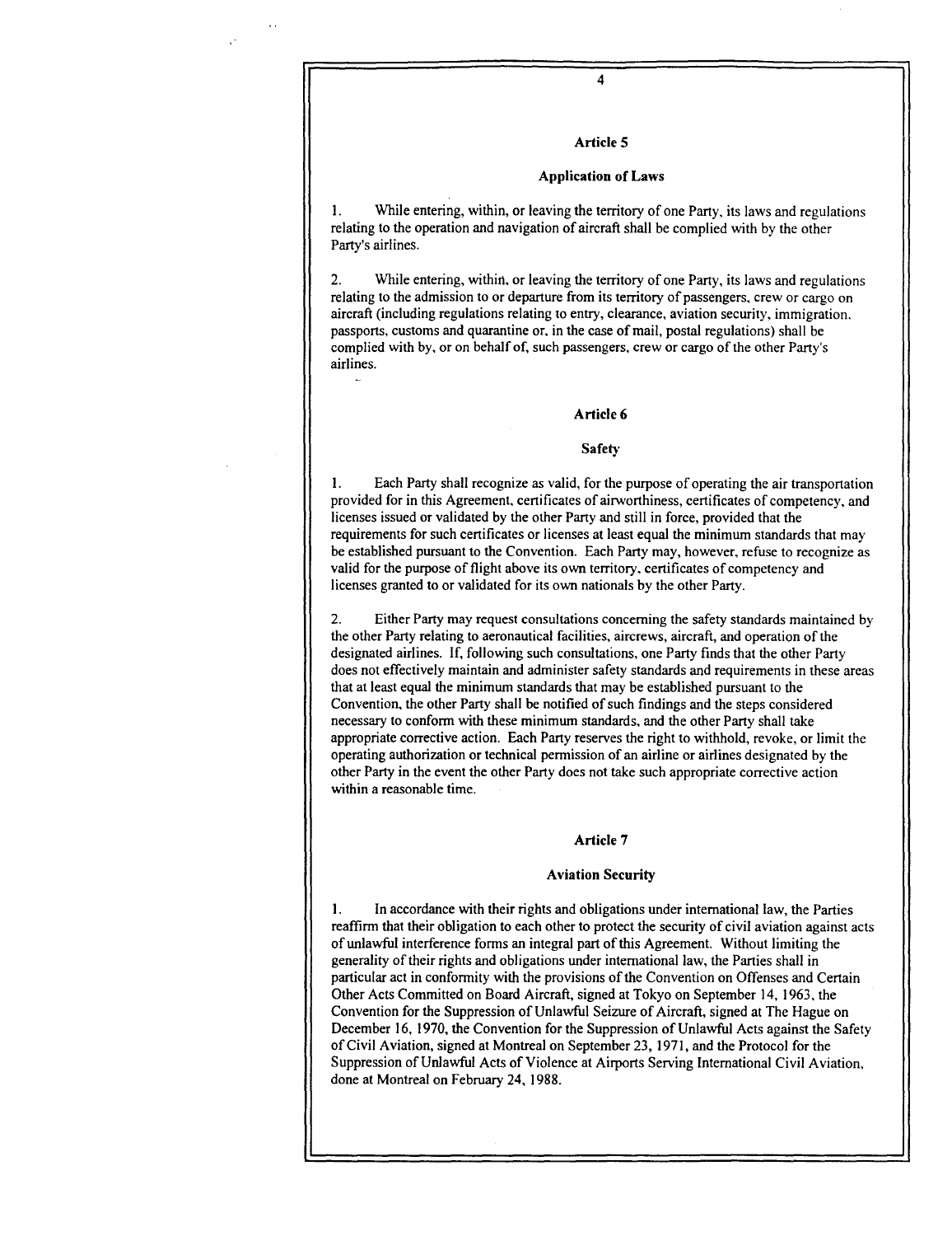## Article 5

### Application of Laws

1. While entering, within, or leaving the territory of one Party, its laws and regulations relating to the operation and navigation of aircraft shall be complied with by the other Party's airlines.

2. While entering, within, or leaving the territory of one Party, its laws and regulations relating to the admission to or departure from its territory of passengers, crew or cargo on aircraft (including regulations relating to entry, clearance, aviation security, immigration, passports, customs and quarantine or, in the case of mail, postal regulations) shall be complied with by, or on behalf of, such passengers, crew or cargo of the other Party's airlines.

## Article 6

### Safety

1. Each Party shall recognize as valid, for the purpose of operating the air transportation provided for in this Agreement, certificates of airworthiness, certificates of competency, and licenses issued or validated by the other Party and still in force, provided that the requirements for such certificates or licenses at least equal the minimum standards that may be established pursuant to the Convention. Each Party may, however, refuse to recognize as valid for the purpose of flight above its own territory, certificates of competency and licenses granted to or validated for its own nationals by the other Party.

2. Either Party may request consultations concerning the safety standards maintained by the other Party relating to aeronautical facilities, aircrews, aircraft, and operation of the designated airlines. If, following such consultations, one Party finds that the other Party does not effectively maintain and administer safety standards and requirements in these areas that at least equal the minimum standards that may be established pursuant to the Convention, the other Party shall be notified of such findings and the steps considered necessary to conform with these minimum standards, and the other Party shall take appropriate corrective action. Each Party reserves the right to withhold, revoke, or limit the operating authorization or technical permission of an airline or airlines designated by the other Party in the event the other Party does not take such appropriate corrective action within a reasonable time.

## Article 7

### Aviation Security

1. In accordance with their rights and obligations under international law, the Parties reaffirm that their obligation to each other to protect the security of civil aviation against acts of unlawful interference forms an integral part of this Agreement. Without limiting the generality of their rights and obligations under international law, the Parties shall in particular act in conformity with the provisions of the Convention on Offenses and Certain Other Acts Committed on Board Aircraft, signed at Tokyo on September 14, 1963, the Convention for the Suppression of Unlawful Seizure of Aircraft, signed at The Hague on December 16, 1970, the Convention for the Suppression of Unlawful Acts against the Safety of Civil Aviation, signed at Montreal on September 23, 1971, and the Protocol for the Suppression of Unlawful Acts of Violence at Airports Serving International Civil Aviation, done at Montreal on February 24, 1988.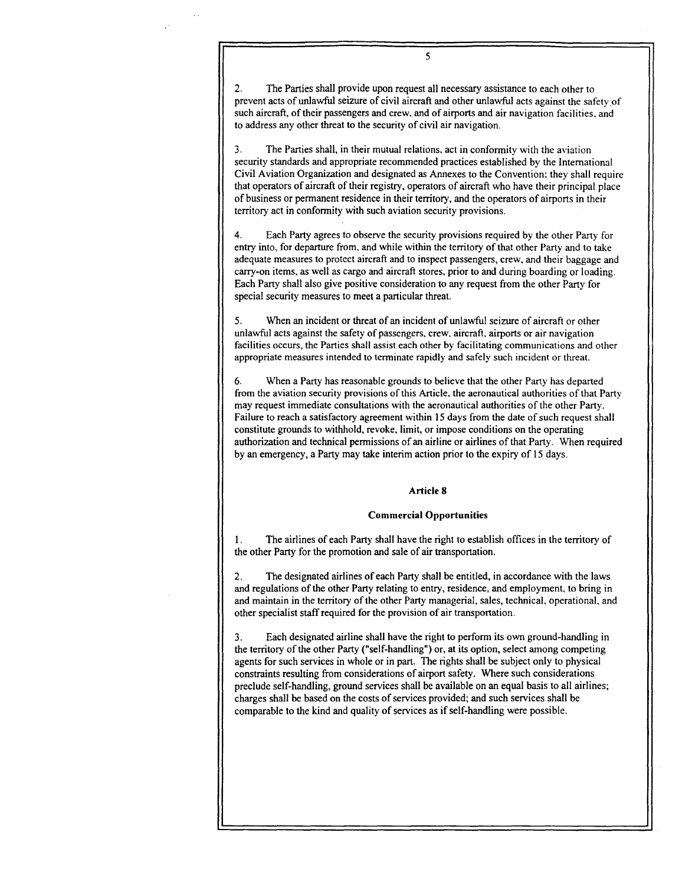2. The Parties shall provide upon request all necessary assistance to each other to prevent acts of unlawful seizure of civil aircraft and other unlawful acts against the safety of such aircraft, of their passengers and crew, and of airports and air navigation facilities, and to address any other threat to the security of civil air navigation.

3. The Parties shall, in their mutual relations, act in conformity with the aviation security standards and appropriate recommended practices established by the International Civil Aviation Organization and designated as Annexes to the Convention; they shall require that operators of aircraft of their registry, operators of aircraft who have their principal place of business or permanent residence in their territory, and the operators of airports in their territory act in conformity with such aviation security provisions.

4. Each Party agrees to observe the security provisions required by the other Party for entry into, for departure from, and while within the territory of that other Party and to take adequate measures to protect aircraft and to inspect passengers, crew, and their baggage and carry-on items, as well as cargo and aircraft stores, prior to and during boarding or loading. Each Party shall also give positive consideration to any request from the other Party for special security measures to meet a particular threat.

5. When an incident or threat of an incident of unlawful seizure of aircraft or other unlawful acts against the safety of passengers, crew, aircraft, airports or air navigation facilities occurs, the Parties shall assist each other by facilitating communications and other appropriate measures intended to terminate rapidly and safely such incident or threat.

6. When a Party has reasonable grounds to believe that the other Party has departed from the aviation security provisions of this Article, the aeronautical authorities of that Party may request immediate consultations with the aeronautical authorities of the other Party. Failure to reach a satisfactory agreement within 15 days from the date of such request shall constitute grounds to withhold, revoke, limit, or impose conditions on the operating authorization and technical permissions of an airline or airlines of that Party. When required by an emergency, a Party may take interim action prior to the expiry of 15 days.

## Article 8

### Commercial Opportunities

1. The airlines of each Party shall have the right to establish offices in the territory of the other Party for the promotion and sale of air transportation.

2. The designated airlines of each Party shall be entitled, in accordance with the laws and regulations of the other Party relating to entry, residence, and employment, to bring in and maintain in the territory of the other Party managerial, sales, technical, operational, and other specialist staff required for the provision of air transportation.

3. Each designated airline shall have the right to perform its own ground-handling in the territory of the other Party ("self-handling") or, at its option, select among competing agents for such services in whole or in part. The rights shall be subject only to physical constraints resulting from considerations of airport safety. Where such considerations preclude self-handling, ground services shall be available on an equal basis to all airlines; charges shall be based on the costs of services provided; and such services shall be comparable to the kind and quality of services as if self-handling were possible.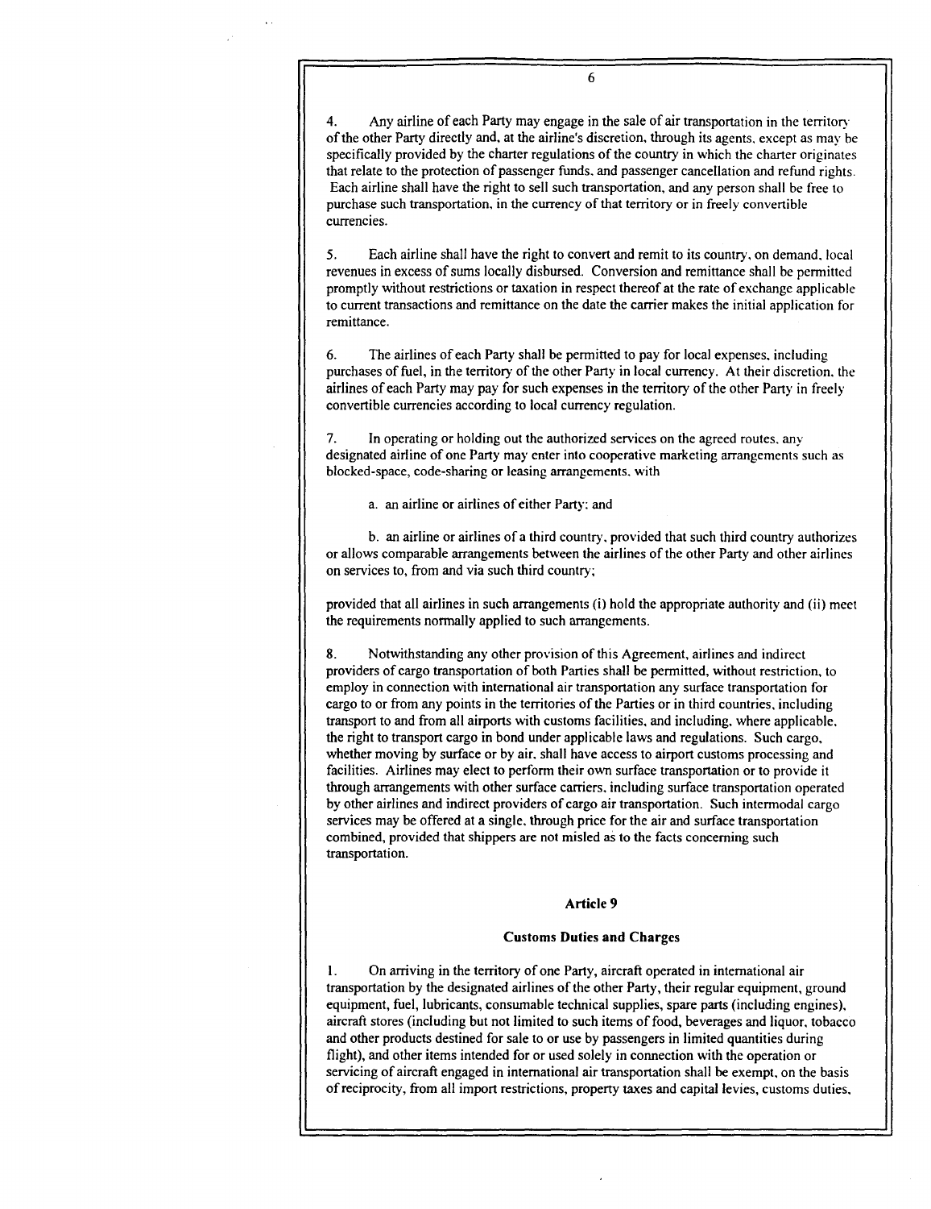4. Any airline of each Party may engage in the sale of air transportation in the territory of the other Party directly and, at the airline's discretion, through its agents, except as may be specifically provided by the charter regulations of the country in which the charter originates that relate to the protection of passenger funds, and passenger cancellation and refund rights. Each airline shall have the right to sell such transportation, and any person shall be free to purchase such transportation, in the currency of that territory or in freely convertible currencies.

5. Each airline shall have the right to convert and remit to its country, on demand, local revenues in excess of sums locally disbursed. Conversion and remittance shall be permitted promptly without restrictions or taxation in respect thereof at the rate of exchange applicable to current transactions and remittance on the date the carrier makes the initial application for remittance.

6. The airlines of each Party shall be permitted to pay for local expenses, including purchases of fuel, in the territory of the other Party in local currency. At their discretion, the airlines of each Party may pay for such expenses in the territory of the other Party in freely convertible currencies according to local currency regulation.

7. In operating or holding out the authorized services on the agreed routes, any designated airline of one Party may enter into cooperative marketing arrangements such as blocked-space, code-sharing or leasing arrangements, with

a. an airline or airlines of either Party; and

b. an airline or airlines of a third country, provided that such third country authorizes or allows comparable arrangements between the airlines of the other Party and other airlines on services to, from and via such third country;

provided that all airlines in such arrangements (i) hold the appropriate authority and (ii) meet the requirements normally applied to such arrangements.

8. Notwithstanding any other provision of this Agreement, airlines and indirect providers of cargo transportation of both Parties shall be permitted, without restriction, to employ in connection with international air transportation any surface transportation for cargo to or from any points in the territories of the Parties or in third countries, including transport to and from all airports with customs facilities, and including, where applicable, the right to transport cargo in bond under applicable laws and regulations. Such cargo, whether moving by surface or by air, shall have access to airport customs processing and facilities. Airlines may elect to perform their own surface transportation or to provide it through arrangements with other surface carriers, including surface transportation operated by other airlines and indirect providers of cargo air transportation. Such intermodal cargo services may be offered at a single, through price for the air and surface transportation combined, provided that shippers are not misled as to the facts concerning such transportation.

## Article 9

### Customs Duties and Charges

1. On arriving in the territory of one Party, aircraft operated in international air transportation by the designated airlines of the other Party, their regular equipment, ground equipment, fuel, lubricants, consumable technical supplies, spare parts (including engines), aircraft stores (including but not limited to such items of food, beverages and liquor, tobacco and other products destined for sale to or use by passengers in limited quantities during flight), and other items intended for or used solely in connection with the operation or servicing of aircraft engaged in international air transportation shall be exempt, on the basis of reciprocity, from all import restrictions, property taxes and capital levies, customs duties,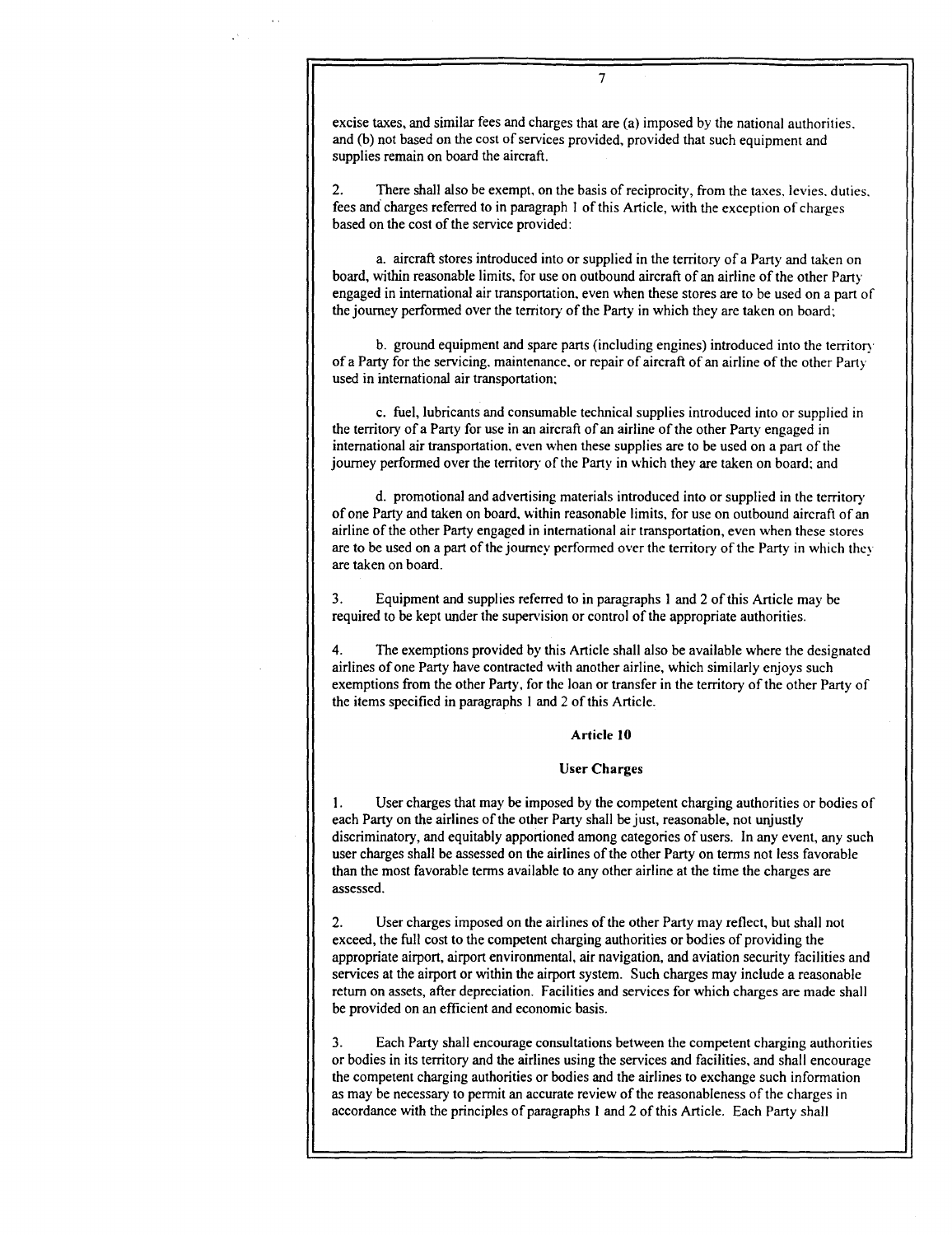excise taxes, and similar fees and charges that are (a) imposed by the national authorities, and (b) not based on the cost of services provided, provided that such equipment and supplies remain on board the aircraft.

2. There shall also be exempt, on the basis of reciprocity, from the taxes, levies, duties, fees and charges referred to in paragraph 1 of this Article, with the exception of charges based on the cost of the service provided:

a. aircraft stores introduced into or supplied in the territory of a Party and taken on board, within reasonable limits, for use on outbound aircraft of an airline of the other Party engaged in international air transportation, even when these stores are to be used on a part of the journey performed over the territory of the Party in which they are taken on board;

b. ground equipment and spare parts (including engines) introduced into the territory of a Party for the servicing, maintenance, or repair of aircraft of an airline of the other Party used in international air transportation;

c. fuel, lubricants and consumable technical supplies introduced into or supplied in the territory of a Party for use in an aircraft of an airline of the other Party engaged in international air transportation, even when these supplies are to be used on a part of the journey performed over the territory of the Party in which they are taken on board; and

d. promotional and advertising materials introduced into or supplied in the territory of one Party and taken on board, within reasonable limits, for use on outbound aircraft of an airline of the other Party engaged in international air transportation, even when these stores are to be used on a part of the journey performed over the territory of the Party in which they are taken on board.

3. Equipment and supplies referred to in paragraphs 1 and 2 of this Article may be required to be kept under the supervision or control of the appropriate authorities.

4. The exemptions provided by this Article shall also be available where the designated airlines of one Party have contracted with another airline, which similarly enjoys such exemptions from the other Party, for the loan or transfer in the territory of the other Party of the items specified in paragraphs 1 and 2 of this Article.

## Article 10

### User Charges

1. User charges that may be imposed by the competent charging authorities or bodies of each Party on the airlines of the other Party shall be just, reasonable, not unjustly discriminatory, and equitably apportioned among categories of users. In any event, any such user charges shall be assessed on the airlines of the other Party on terms not less favorable than the most favorable terms available to any other airline at the time the charges are assessed.

2. User charges imposed on the airlines of the other Party may reflect, but shall not exceed, the full cost to the competent charging authorities or bodies of providing the appropriate airport, airport environmental, air navigation, and aviation security facilities and services at the airport or within the airport system. Such charges may include a reasonable return on assets, after depreciation. Facilities and services for which charges are made shall be provided on an efficient and economic basis.

3. Each Party shall encourage consultations between the competent charging authorities or bodies in its territory and the airlines using the services and facilities, and shall encourage the competent charging authorities or bodies and the airlines to exchange such information as may be necessary to permit an accurate review of the reasonableness of the charges in accordance with the principles of paragraphs 1 and 2 of this Article. Each Party shall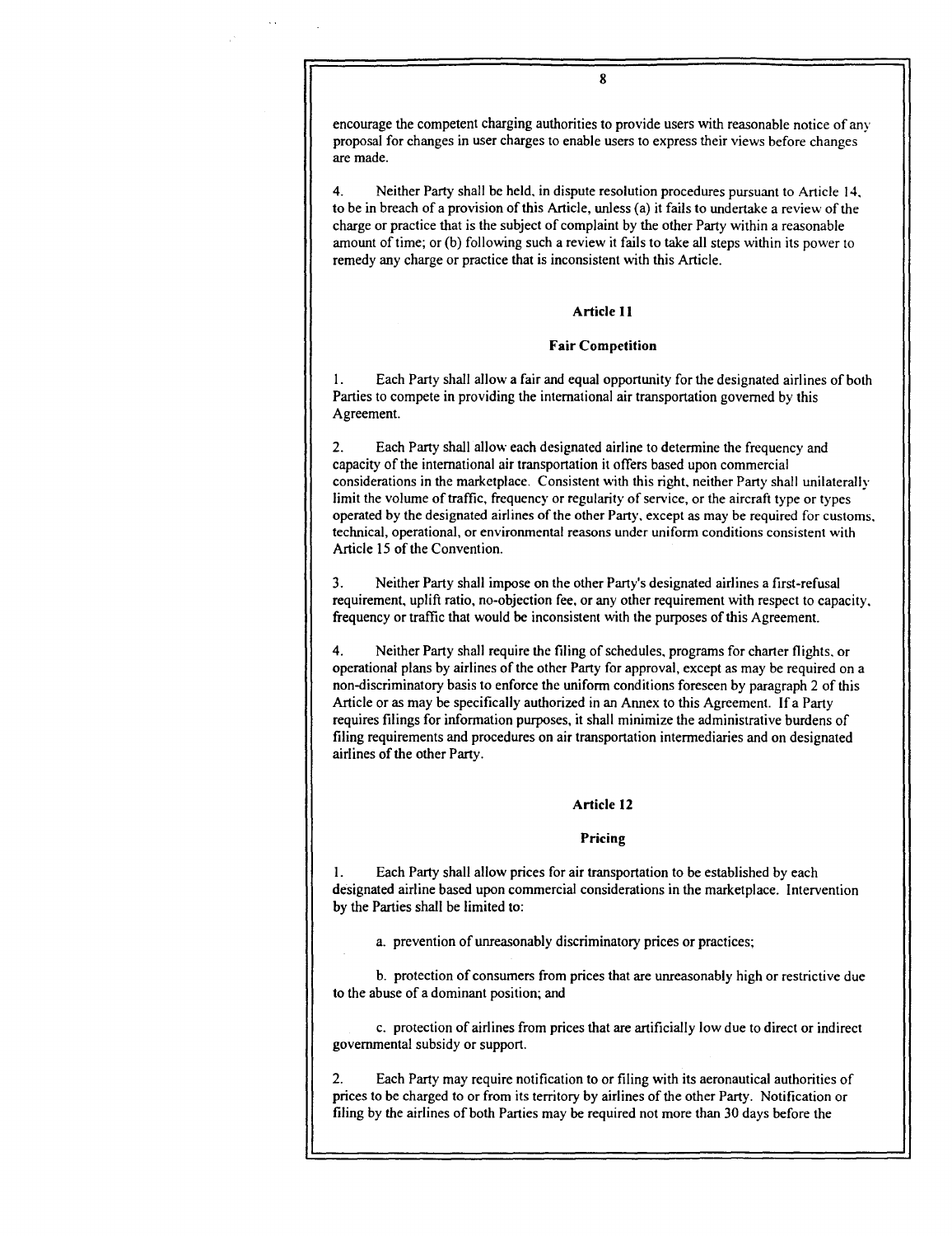encourage the competent charging authorities to provide users with reasonable notice of any proposal for changes in user charges to enable users to express their views before changes are made.

4. Neither Party shall be held, in dispute resolution procedures pursuant to Article 14, to be in breach of a provision of this Article, unless (a) it fails to undertake a review of the charge or practice that is the subject of complaint by the other Party within a reasonable amount of time; or (b) following such a review it fails to take all steps within its power to remedy any charge or practice that is inconsistent with this Article.

## Article 11

### Fair Competition

1. Each Party shall allow a fair and equal opportunity for the designated airlines of both Parties to compete in providing the international air transportation governed by this Agreement.

2. Each Party shall allow each designated airline to determine the frequency and capacity of the international air transportation it offers based upon commercial considerations in the marketplace. Consistent with this right, neither Party shall unilaterally limit the volume of traffic, frequency or regularity of service, or the aircraft type or types operated by the designated airlines of the other Party, except as may be required for customs, technical, operational, or environmental reasons under uniform conditions consistent with Article 15 of the Convention.

3. Neither Party shall impose on the other Party's designated airlines a first-refusal requirement, uplift ratio, no-objection fee, or any other requirement with respect to capacity, frequency or traffic that would be inconsistent with the purposes of this Agreement.

4. Neither Party shall require the filing of schedules, programs for charter flights, or operational plans by airlines of the other Party for approval, except as may be required on a non-discriminatory basis to enforce the uniform conditions foreseen by paragraph 2 of this Article or as may be specifically authorized in an Annex to this Agreement. If a Party requires filings for information purposes, it shall minimize the administrative burdens of filing requirements and procedures on air transportation intermediaries and on designated airlines of the other Party.

## Article 12

### Pricing

1. Each Party shall allow prices for air transportation to be established by each designated airline based upon commercial considerations in the marketplace. Intervention by the Parties shall be limited to:

a. prevention of unreasonably discriminatory prices or practices;

b. protection of consumers from prices that are unreasonably high or restrictive due to the abuse of a dominant position; and

c. protection of airlines from prices that are artificially low due to direct or indirect governmental subsidy or support.

2. Each Party may require notification to or filing with its aeronautical authorities of prices to be charged to or from its territory by airlines of the other Party. Notification or filing by the airlines of both Parties may be required not more than 30 days before the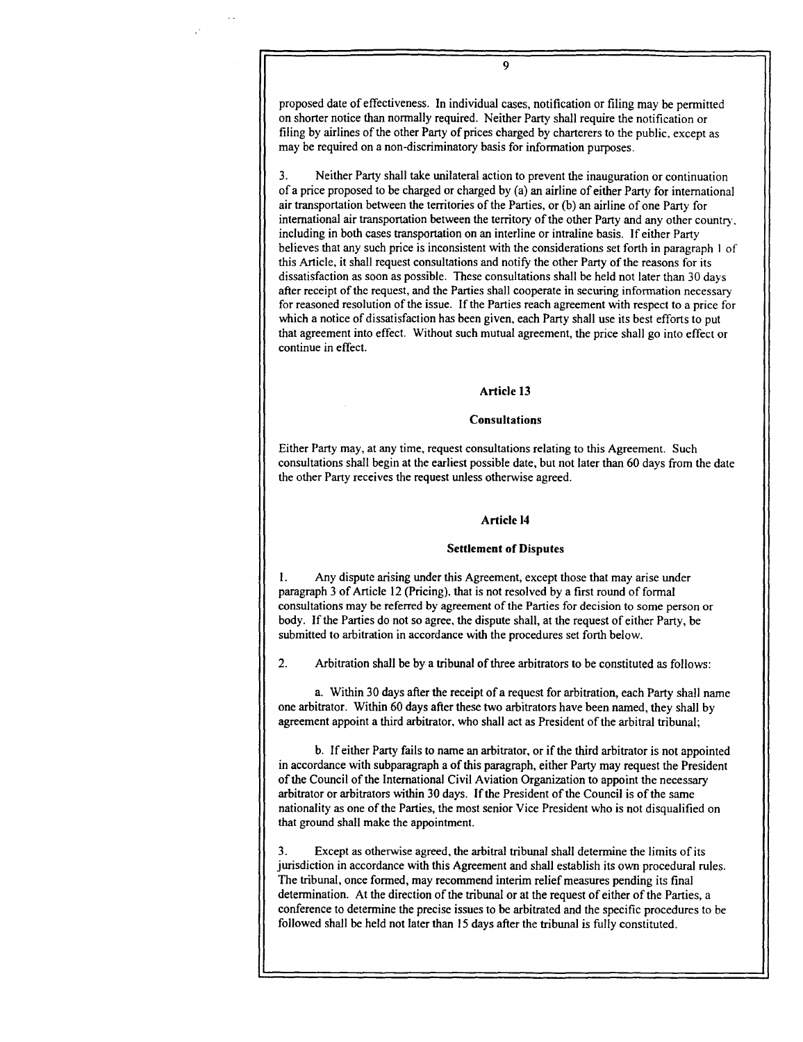proposed date of effectiveness. In individual cases, notification or filing may be permitted on shorter notice than normally required. Neither Party shall require the notification or filing by airlines of the other Party of prices charged by charterers to the public, except as may be required on a non-discriminatory basis for information purposes.

3. Neither Party shall take unilateral action to prevent the inauguration or continuation of a price proposed to be charged or charged by (a) an airline of either Party for international air transportation between the territories of the Parties, or (b) an airline of one Party for international air transportation between the territory of the other Party and any other country, including in both cases transportation on an interline or intraline basis. If either Party believes that any such price is inconsistent with the considerations set forth in paragraph 1 of this Article, it shall request consultations and notify the other Party of the reasons for its dissatisfaction as soon as possible. These consultations shall be held not later than 30 days after receipt of the request, and the Parties shall cooperate in securing information necessary for reasoned resolution of the issue. If the Parties reach agreement with respect to a price for which a notice of dissatisfaction has been given, each Party shall use its best efforts to put that agreement into effect. Without such mutual agreement, the price shall go into effect or continue in effect.

## Article 13

### Consultations

Either Party may, at any time, request consultations relating to this Agreement. Such consultations shall begin at the earliest possible date, but not later than 60 days from the date the other Party receives the request unless otherwise agreed.

## Article 14

### Settlement of Disputes

1. Any dispute arising under this Agreement, except those that may arise under paragraph 3 of Article 12 (Pricing), that is not resolved by a first round of formal consultations may be referred by agreement of the Parties for decision to some person or body. If the Parties do not so agree, the dispute shall, at the request of either Party, be submitted to arbitration in accordance with the procedures set forth below.

2. Arbitration shall be by a tribunal of three arbitrators to be constituted as follows:

a. Within 30 days after the receipt of a request for arbitration, each Party shall name one arbitrator. Within 60 days after these two arbitrators have been named, they shall by agreement appoint a third arbitrator, who shall act as President of the arbitral tribunal;

b. If either Party fails to name an arbitrator, or if the third arbitrator is not appointed in accordance with subparagraph a of this paragraph, either Party may request the President of the Council of the International Civil Aviation Organization to appoint the necessary arbitrator or arbitrators within 30 days. If the President of the Council is of the same nationality as one of the Parties, the most senior Vice President who is not disqualified on that ground shall make the appointment.

3. Except as otherwise agreed, the arbitral tribunal shall determine the limits of its jurisdiction in accordance with this Agreement and shall establish its own procedural rules. The tribunal, once formed, may recommend interim relief measures pending its final determination. At the direction of the tribunal or at the request of either of the Parties, a conference to determine the precise issues to be arbitrated and the specific procedures to be followed shall be held not later than 15 days after the tribunal is fully constituted.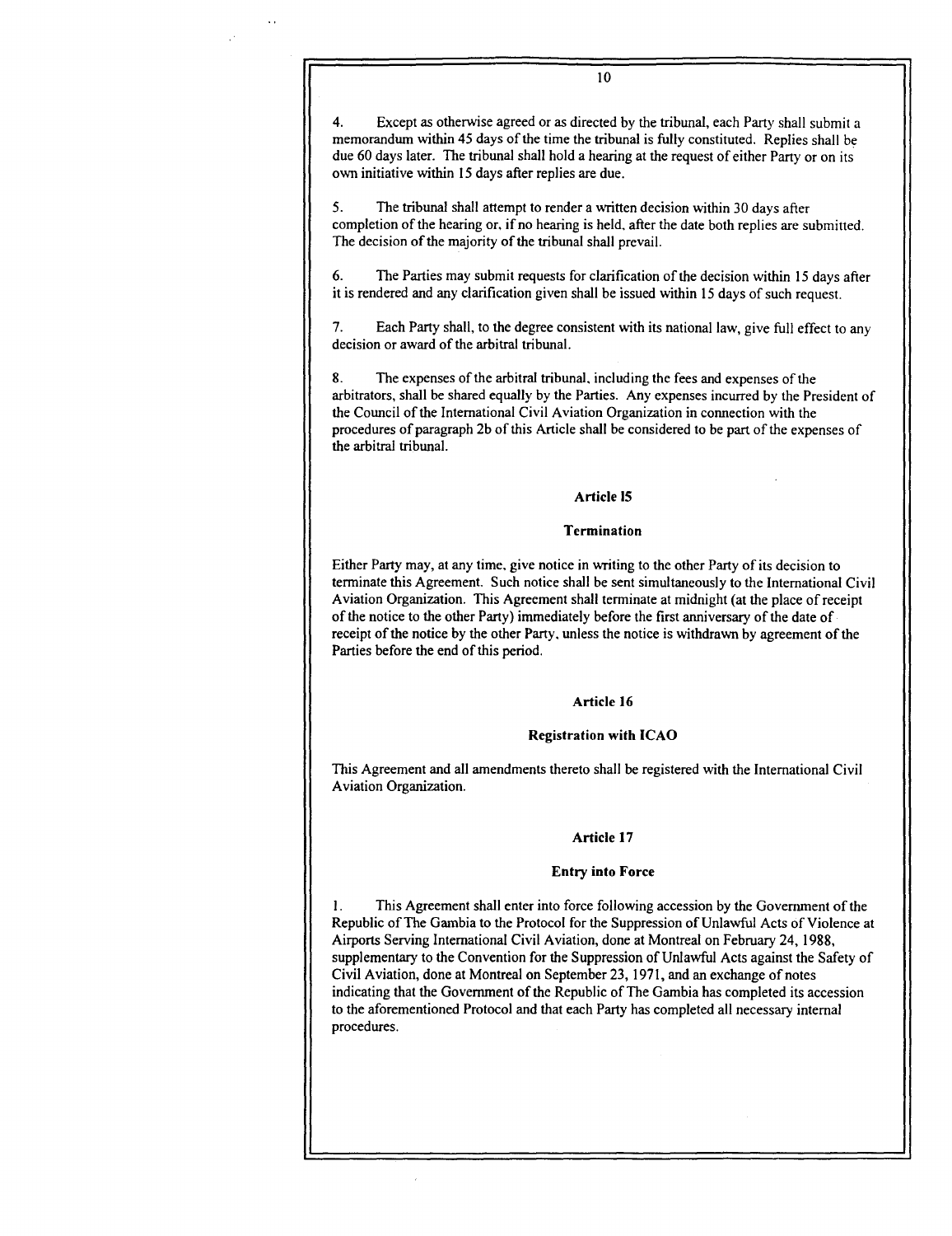4. Except as otherwise agreed or as directed by the tribunal, each Party shall submit a memorandum within 45 days of the time the tribunal is fully constituted. Replies shall be due 60 days later. The tribunal shall hold a hearing at the request of either Party or on its own initiative within 15 days after replies are due.

5. The tribunal shall attempt to render a written decision within 30 days after completion of the hearing or, if no hearing is held, after the date both replies are submitted. The decision of the majority of the tribunal shall prevail.

6. The Parties may submit requests for clarification of the decision within 15 days after it is rendered and any clarification given shall be issued within 15 days of such request.

7. Each Party shall, to the degree consistent with its national law, give full effect to any decision or award of the arbitral tribunal.

8. The expenses of the arbitral tribunal, including the fees and expenses of the arbitrators, shall be shared equally by the Parties. Any expenses incurred by the President of the Council of the International Civil Aviation Organization in connection with the procedures of paragraph 2b of this Article shall be considered to be part of the expenses of the arbitral tribunal.

## Article 15

### Termination

Either Party may, at any time, give notice in writing to the other Party of its decision to terminate this Agreement. Such notice shall be sent simultaneously to the International Civil Aviation Organization. This Agreement shall terminate at midnight (at the place of receipt of the notice to the other Party) immediately before the first anniversary of the date of receipt of the notice by the other Party, unless the notice is withdrawn by agreement of the Parties before the end of this period.

## Article 16

### Registration with ICAO

This Agreement and all amendments thereto shall be registered with the International Civil Aviation Organization.

## Article 17

### Entry into Force

1. This Agreement shall enter into force following accession by the Government of the Republic of The Gambia to the Protocol for the Suppression of Unlawful Acts of Violence at Airports Serving International Civil Aviation, done at Montreal on February 24, 1988, supplementary to the Convention for the Suppression of Unlawful Acts against the Safety of Civil Aviation, done at Montreal on September 23, 1971, and an exchange of notes indicating that the Government of the Republic of The Gambia has completed its accession to the aforementioned Protocol and that each Party has completed all necessary internal procedures.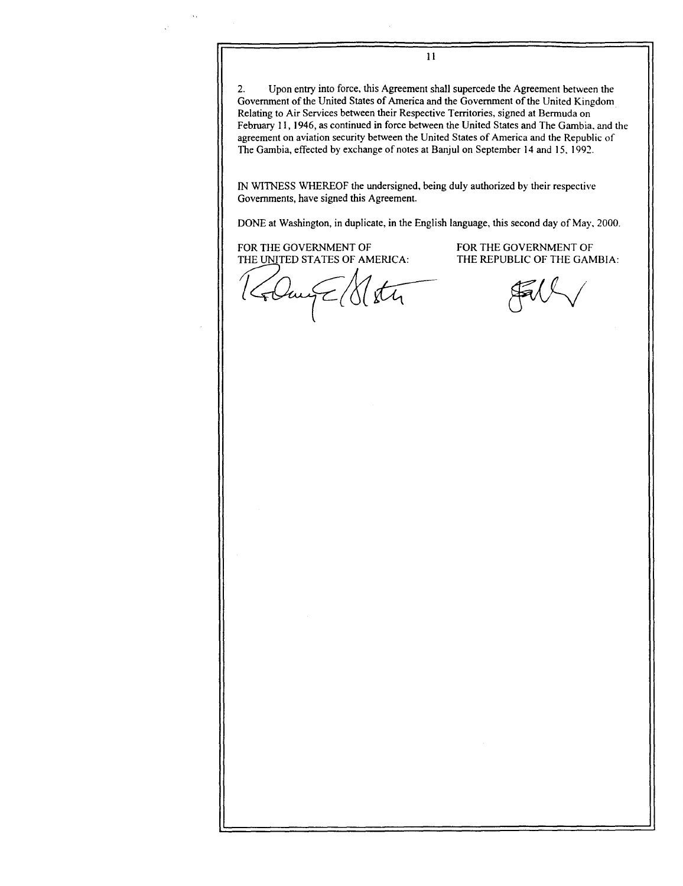2. Upon entry into force, this Agreement shall supercede the Agreement between the Government of the United States of America and the Government of the United Kingdom Relating to Air Services between their Respective Territories, signed at Bermuda on February 11, 1946, as continued in force between the United States and The Gambia, and the agreement on aviation security between the United States of America and the Republic of The Gambia, effected by exchange of notes at Banjul on September 14 and 15, 1992.

IN WITNESS WHEREOF the undersigned, being duly authorized by their respective Governments, have signed this Agreement.

DONE at Washington, in duplicate, in the English language, this second day of May, 2000.

FOR THE GOVERNMENT OF THE UNITED STATES OF AMERICA:

FOR THE GOVERNMENT OF THE REPUBLIC OF THE GAMBIA: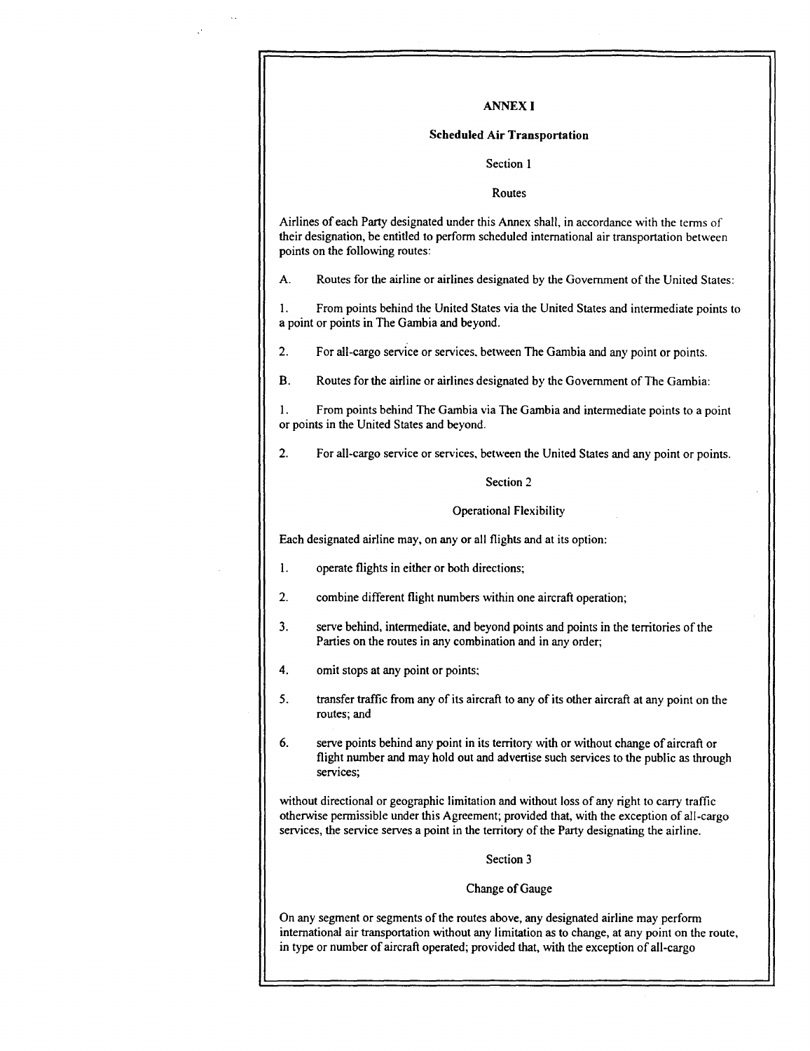## ANNEX I

### Scheduled Air Transportation

Section 1

Routes

Airlines of each Party designated under this Annex shall, in accordance with the terms of their designation, be entitled to perform scheduled international air transportation between points on the following routes:

A. Routes for the airline or airlines designated by the Government of the United States:

1. From points behind the United States via the United States and intermediate points to a point or points in The Gambia and beyond.

2. For all-cargo service or services, between The Gambia and any point or points.

B. Routes for the airline or airlines designated by the Government of The Gambia:

1. From points behind The Gambia via The Gambia and intermediate points to a point or points in the United States and beyond.

2. For all-cargo service or services, between the United States and any point or points.

Section 2

Operational Flexibility

Each designated airline may, on any or all flights and at its option:

1. operate flights in either or both directions;

2. combine different flight numbers within one aircraft operation;

3. serve behind, intermediate, and beyond points and points in the territories of the Parties on the routes in any combination and in any order;

4. omit stops at any point or points;

5. transfer traffic from any of its aircraft to any of its other aircraft at any point on the routes; and

6. serve points behind any point in its territory with or without change of aircraft or flight number and may hold out and advertise such services to the public as through services;

without directional or geographic limitation and without loss of any right to carry traffic otherwise permissible under this Agreement; provided that, with the exception of all-cargo services, the service serves a point in the territory of the Party designating the airline.

Section 3

Change of Gauge

On any segment or segments of the routes above, any designated airline may perform international air transportation without any limitation as to change, at any point on the route, in type or number of aircraft operated; provided that, with the exception of all-cargo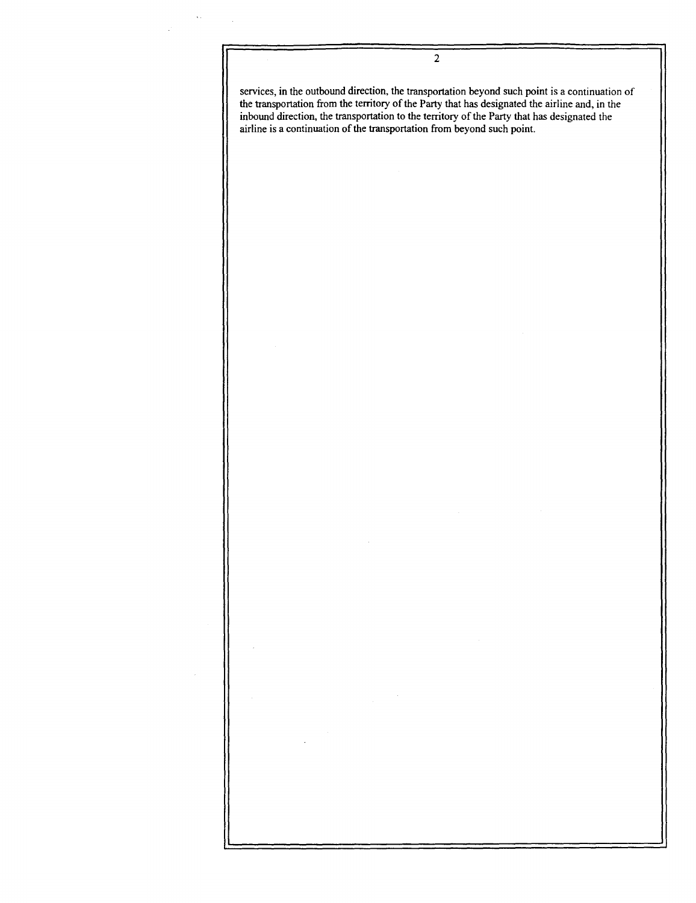services, in the outbound direction, the transportation beyond such point is a continuation of the transportation from the territory of the Party that has designated the airline and, in the inbound direction, the transportation to the territory of the Party that has designated the airline is a continuation of the transportation from beyond such point.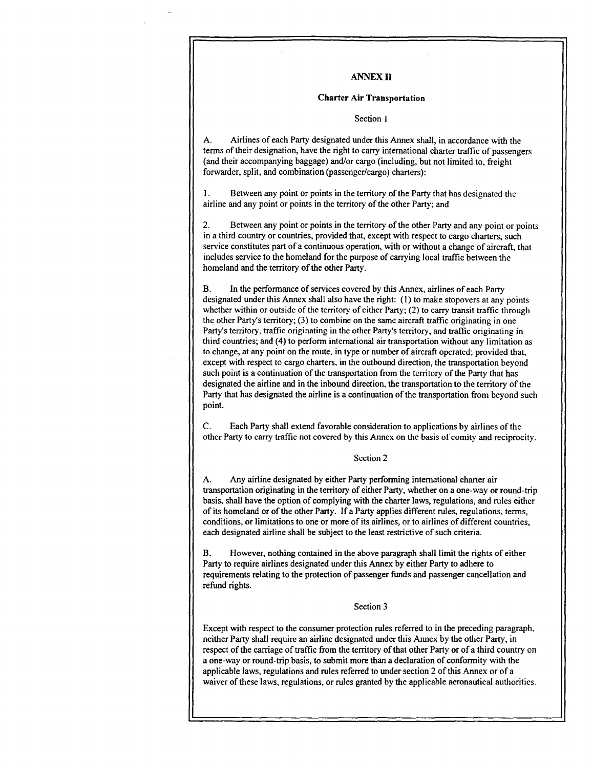## ANNEX II

### Charter Air Transportation

Section 1

A. Airlines of each Party designated under this Annex shall, in accordance with the terms of their designation, have the right to carry international charter traffic of passengers (and their accompanying baggage) and/or cargo (including, but not limited to, freight forwarder, split, and combination (passenger/cargo) charters):

1. Between any point or points in the territory of the Party that has designated the airline and any point or points in the territory of the other Party; and

2. Between any point or points in the territory of the other Party and any point or points in a third country or countries, provided that, except with respect to cargo charters, such service constitutes part of a continuous operation, with or without a change of aircraft, that includes service to the homeland for the purpose of carrying local traffic between the homeland and the territory of the other Party.

B. In the performance of services covered by this Annex, airlines of each Party designated under this Annex shall also have the right: (1) to make stopovers at any points whether within or outside of the territory of either Party; (2) to carry transit traffic through the other Party's territory; (3) to combine on the same aircraft traffic originating in one Party's territory, traffic originating in the other Party's territory, and traffic originating in third countries; and (4) to perform international air transportation without any limitation as to change, at any point on the route, in type or number of aircraft operated; provided that, except with respect to cargo charters, in the outbound direction, the transportation beyond such point is a continuation of the transportation from the territory of the Party that has designated the airline and in the inbound direction, the transportation to the territory of the Party that has designated the airline is a continuation of the transportation from beyond such point.

C. Each Party shall extend favorable consideration to applications by airlines of the other Party to carry traffic not covered by this Annex on the basis of comity and reciprocity.

Section 2

A. Any airline designated by either Party performing international charter air transportation originating in the territory of either Party, whether on a one-way or round-trip basis, shall have the option of complying with the charter laws, regulations, and rules either of its homeland or of the other Party. If a Party applies different rules, regulations, terms, conditions, or limitations to one or more of its airlines, or to airlines of different countries, each designated airline shall be subject to the least restrictive of such criteria.

B. However, nothing contained in the above paragraph shall limit the rights of either Party to require airlines designated under this Annex by either Party to adhere to requirements relating to the protection of passenger funds and passenger cancellation and refund rights.

Section 3

Except with respect to the consumer protection rules referred to in the preceding paragraph, neither Party shall require an airline designated under this Annex by the other Party, in respect of the carriage of traffic from the territory of that other Party or of a third country on a one-way or round-trip basis, to submit more than a declaration of conformity with the applicable laws, regulations and rules referred to under section 2 of this Annex or of a waiver of these laws, regulations, or rules granted by the applicable aeronautical authorities.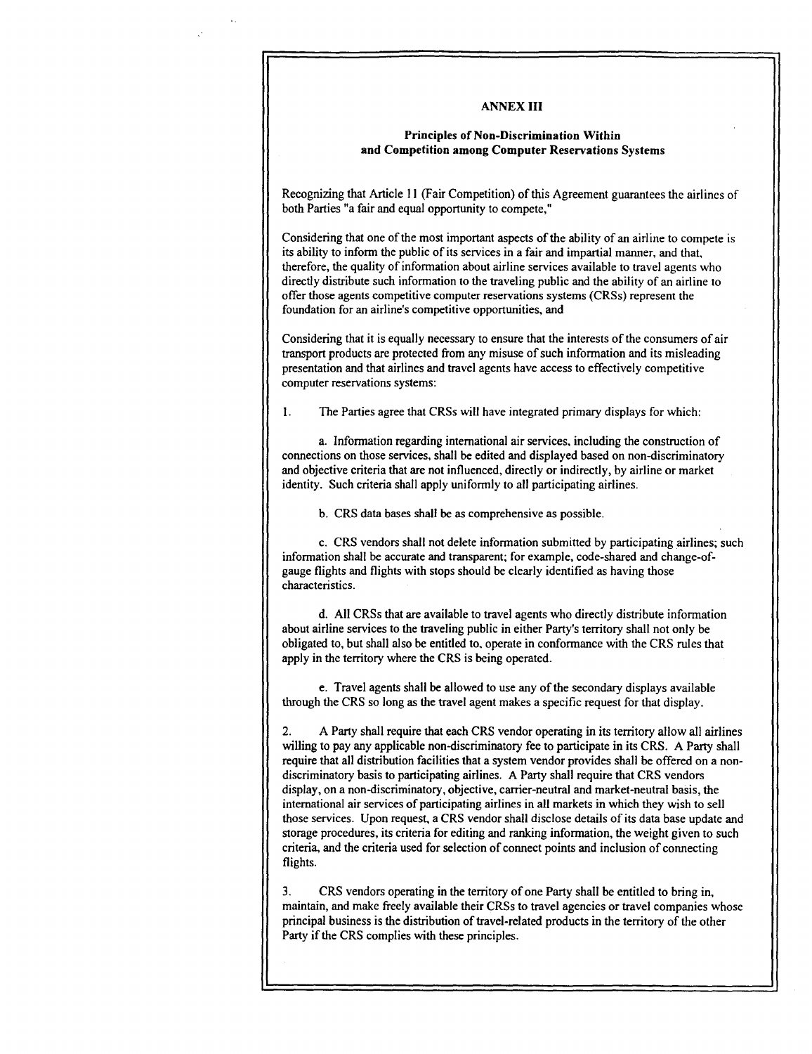## ANNEX III

### Principles of Non-Discrimination Within and Competition among Computer Reservations Systems

Recognizing that Article 11 (Fair Competition) of this Agreement guarantees the airlines of both Parties "a fair and equal opportunity to compete,"

Considering that one of the most important aspects of the ability of an airline to compete is its ability to inform the public of its services in a fair and impartial manner, and that, therefore, the quality of information about airline services available to travel agents who directly distribute such information to the traveling public and the ability of an airline to offer those agents competitive computer reservations systems (CRSs) represent the foundation for an airline's competitive opportunities, and

Considering that it is equally necessary to ensure that the interests of the consumers of air transport products are protected from any misuse of such information and its misleading presentation and that airlines and travel agents have access to effectively competitive computer reservations systems:

1. The Parties agree that CRSs will have integrated primary displays for which:

   a. Information regarding international air services, including the construction of connections on those services, shall be edited and displayed based on non-discriminatory and objective criteria that are not influenced, directly or indirectly, by airline or market identity. Such criteria shall apply uniformly to all participating airlines.

   b. CRS data bases shall be as comprehensive as possible.

   c. CRS vendors shall not delete information submitted by participating airlines; such information shall be accurate and transparent; for example, code-shared and change-of-gauge flights and flights with stops should be clearly identified as having those characteristics.

   d. All CRSs that are available to travel agents who directly distribute information about airline services to the traveling public in either Party's territory shall not only be obligated to, but shall also be entitled to, operate in conformance with the CRS rules that apply in the territory where the CRS is being operated.

   e. Travel agents shall be allowed to use any of the secondary displays available through the CRS so long as the travel agent makes a specific request for that display.

2. A Party shall require that each CRS vendor operating in its territory allow all airlines willing to pay any applicable non-discriminatory fee to participate in its CRS. A Party shall require that all distribution facilities that a system vendor provides shall be offered on a non-discriminatory basis to participating airlines. A Party shall require that CRS vendors display, on a non-discriminatory, objective, carrier-neutral and market-neutral basis, the international air services of participating airlines in all markets in which they wish to sell those services. Upon request, a CRS vendor shall disclose details of its data base update and storage procedures, its criteria for editing and ranking information, the weight given to such criteria, and the criteria used for selection of connect points and inclusion of connecting flights.

3. CRS vendors operating in the territory of one Party shall be entitled to bring in, maintain, and make freely available their CRSs to travel agencies or travel companies whose principal business is the distribution of travel-related products in the territory of the other Party if the CRS complies with these principles.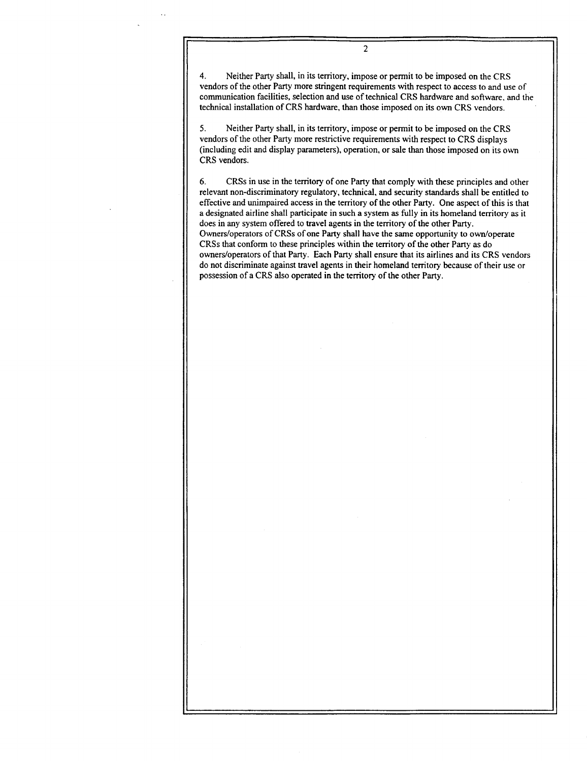4. Neither Party shall, in its territory, impose or permit to be imposed on the CRS vendors of the other Party more stringent requirements with respect to access to and use of communication facilities, selection and use of technical CRS hardware and software, and the technical installation of CRS hardware, than those imposed on its own CRS vendors.

5. Neither Party shall, in its territory, impose or permit to be imposed on the CRS vendors of the other Party more restrictive requirements with respect to CRS displays (including edit and display parameters), operation, or sale than those imposed on its own CRS vendors.

6. CRSs in use in the territory of one Party that comply with these principles and other relevant non-discriminatory regulatory, technical, and security standards shall be entitled to effective and unimpaired access in the territory of the other Party. One aspect of this is that a designated airline shall participate in such a system as fully in its homeland territory as it does in any system offered to travel agents in the territory of the other Party. Owners/operators of CRSs of one Party shall have the same opportunity to own/operate CRSs that conform to these principles within the territory of the other Party as do owners/operators of that Party. Each Party shall ensure that its airlines and its CRS vendors do not discriminate against travel agents in their homeland territory because of their use or possession of a CRS also operated in the territory of the other Party.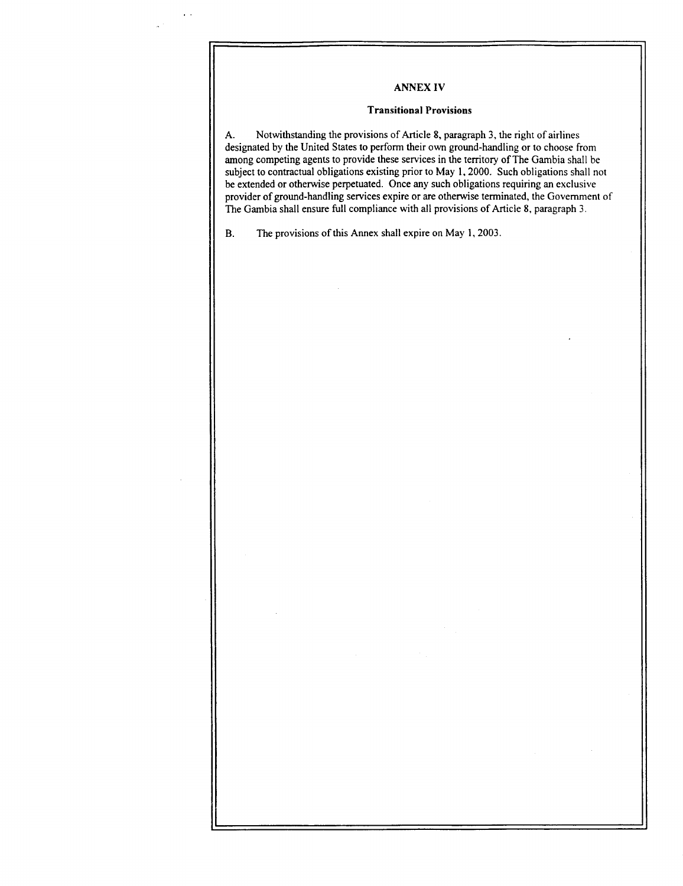## ANNEX IV

### Transitional Provisions

A. Notwithstanding the provisions of Article 8, paragraph 3, the right of airlines designated by the United States to perform their own ground-handling or to choose from among competing agents to provide these services in the territory of The Gambia shall be subject to contractual obligations existing prior to May 1, 2000. Such obligations shall not be extended or otherwise perpetuated. Once any such obligations requiring an exclusive provider of ground-handling services expire or are otherwise terminated, the Government of The Gambia shall ensure full compliance with all provisions of Article 8, paragraph 3.

B. The provisions of this Annex shall expire on May 1, 2003.